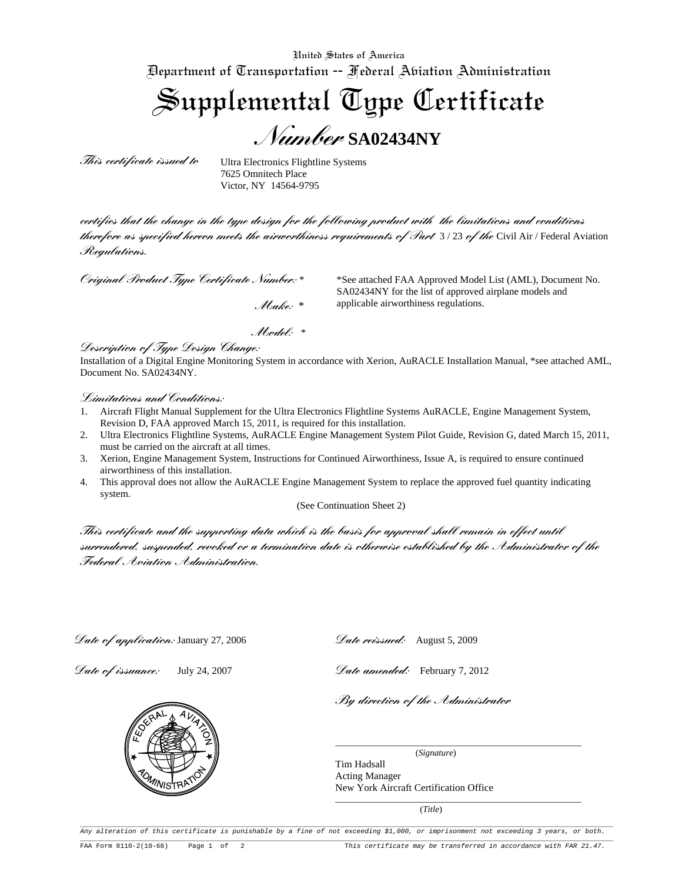United States of America

Department of Transportation -- Federal Aviation Administration

# Supplemental Type Certificate

## Number SA02434NY

*This certificate issued to*

Ultra Electronics Flightline Systems
7625 Omnitech Place
Victor, NY 14564-9795

*certifies that the change in the type design for the following product with the limitations and conditions therefore as specified hereon meets the airworthiness requirements of Part* 3 / 23 *of the* Civil Air / Federal Aviation *Regulations.*

*Original Product Type Certificate Number:* *

*Make:* *

*Model:* *

*See attached FAA Approved Model List (AML), Document No. SA02434NY for the list of approved airplane models and applicable airworthiness regulations.

*Description of Type Design Change:*

Installation of a Digital Engine Monitoring System in accordance with Xerion, AuRACLE Installation Manual, *see attached AML, Document No. SA02434NY.

*Limitations and Conditions:*

1. Aircraft Flight Manual Supplement for the Ultra Electronics Flightline Systems AuRACLE, Engine Management System, Revision D, FAA approved March 15, 2011, is required for this installation.
2. Ultra Electronics Flightline Systems, AuRACLE Engine Management System Pilot Guide, Revision G, dated March 15, 2011, must be carried on the aircraft at all times.
3. Xerion, Engine Management System, Instructions for Continued Airworthiness, Issue A, is required to ensure continued airworthiness of this installation.
4. This approval does not allow the AuRACLE Engine Management System to replace the approved fuel quantity indicating system.

(See Continuation Sheet 2)

*This certificate and the supporting data which is the basis for approval shall remain in effect until surrendered, suspended, revoked or a termination date is otherwise established by the Administrator of the Federal Aviation Administration.*

*Date of application:* January 27, 2006

*Date reissued:* August 5, 2009

*Date of issuance:* July 24, 2007

*Date amended:* February 7, 2012

*By direction of the Administrator*

(*Signature*)

Tim Hadsall
Acting Manager
New York Aircraft Certification Office

(*Title*)

*Any alteration of this certificate is punishable by a fine of not exceeding $1,000, or imprisonment not exceeding 3 years, or both.*

FAA Form 8110-2(10-68)

*This certificate may be transferred in accordance with FAR 21.47.*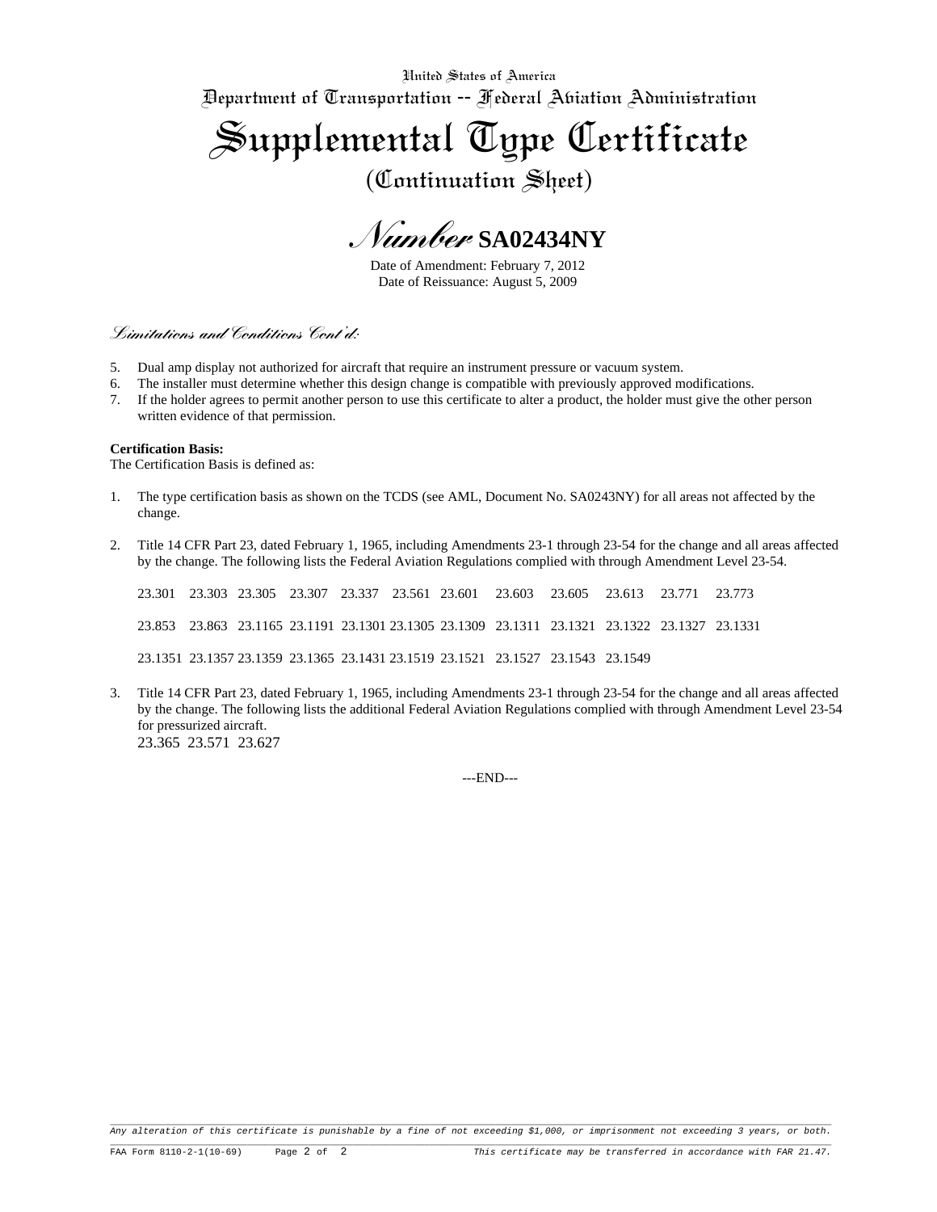United States of America

Department of Transportation -- Federal Aviation Administration

# Supplemental Type Certificate

## (Continuation Sheet)

## *Number* SA02434NY

Date of Amendment: February 7, 2012
Date of Reissuance: August 5, 2009

*Limitations and Conditions Cont'd:*

5. Dual amp display not authorized for aircraft that require an instrument pressure or vacuum system.
6. The installer must determine whether this design change is compatible with previously approved modifications.
7. If the holder agrees to permit another person to use this certificate to alter a product, the holder must give the other person written evidence of that permission.

**Certification Basis:**
The Certification Basis is defined as:

1. The type certification basis as shown on the TCDS (see AML, Document No. SA0243NY) for all areas not affected by the change.

2. Title 14 CFR Part 23, dated February 1, 1965, including Amendments 23-1 through 23-54 for the change and all areas affected by the change. The following lists the Federal Aviation Regulations complied with through Amendment Level 23-54.

   23.301 23.303 23.305 23.307 23.337 23.561 23.601 23.603 23.605 23.613 23.771 23.773

   23.853 23.863 23.1165 23.1191 23.1301 23.1305 23.1309 23.1311 23.1321 23.1322 23.1327 23.1331

   23.1351 23.1357 23.1359 23.1365 23.1431 23.1519 23.1521 23.1527 23.1543 23.1549

3. Title 14 CFR Part 23, dated February 1, 1965, including Amendments 23-1 through 23-54 for the change and all areas affected by the change. The following lists the additional Federal Aviation Regulations complied with through Amendment Level 23-54 for pressurized aircraft.
   23.365 23.571 23.627

---END---

*Any alteration of this certificate is punishable by a fine of not exceeding $1,000, or imprisonment not exceeding 3 years, or both.*

FAA Form 8110-2-1(10-69) *This certificate may be transferred in accordance with FAR 21.47.*